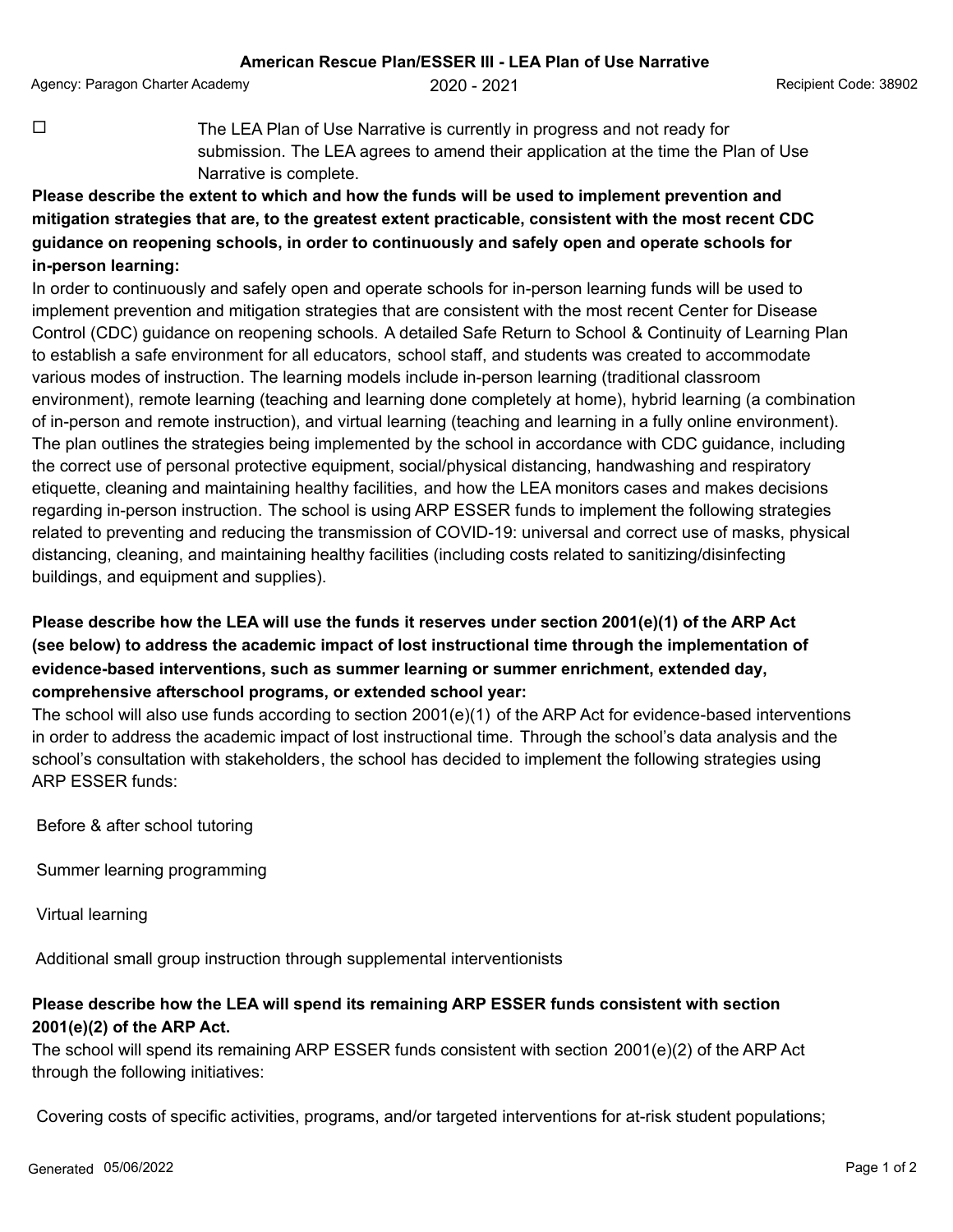# American Rescue Plan/ESSER III - LEA Plan of Use Narrative

Agency: Paragon Charter Academy | 2020 - 2021 | Recipient Code: 38902

☐ The LEA Plan of Use Narrative is currently in progress and not ready for submission. The LEA agrees to amend their application at the time the Plan of Use Narrative is complete.

**Please describe the extent to which and how the funds will be used to implement prevention and mitigation strategies that are, to the greatest extent practicable, consistent with the most recent CDC guidance on reopening schools, in order to continuously and safely open and operate schools for in-person learning:**

In order to continuously and safely open and operate schools for in-person learning funds will be used to implement prevention and mitigation strategies that are consistent with the most recent Center for Disease Control (CDC) guidance on reopening schools. A detailed Safe Return to School & Continuity of Learning Plan to establish a safe environment for all educators, school staff, and students was created to accommodate various modes of instruction. The learning models include in-person learning (traditional classroom environment), remote learning (teaching and learning done completely at home), hybrid learning (a combination of in-person and remote instruction), and virtual learning (teaching and learning in a fully online environment). The plan outlines the strategies being implemented by the school in accordance with CDC guidance, including the correct use of personal protective equipment, social/physical distancing, handwashing and respiratory etiquette, cleaning and maintaining healthy facilities, and how the LEA monitors cases and makes decisions regarding in-person instruction. The school is using ARP ESSER funds to implement the following strategies related to preventing and reducing the transmission of COVID-19: universal and correct use of masks, physical distancing, cleaning, and maintaining healthy facilities (including costs related to sanitizing/disinfecting buildings, and equipment and supplies).

**Please describe how the LEA will use the funds it reserves under section 2001(e)(1) of the ARP Act (see below) to address the academic impact of lost instructional time through the implementation of evidence-based interventions, such as summer learning or summer enrichment, extended day, comprehensive afterschool programs, or extended school year:**

The school will also use funds according to section 2001(e)(1) of the ARP Act for evidence-based interventions in order to address the academic impact of lost instructional time. Through the school's data analysis and the school's consultation with stakeholders, the school has decided to implement the following strategies using ARP ESSER funds:

Before & after school tutoring

Summer learning programming

Virtual learning

Additional small group instruction through supplemental interventionists

**Please describe how the LEA will spend its remaining ARP ESSER funds consistent with section 2001(e)(2) of the ARP Act.**

The school will spend its remaining ARP ESSER funds consistent with section 2001(e)(2) of the ARP Act through the following initiatives:

Covering costs of specific activities, programs, and/or targeted interventions for at-risk student populations;

Generated 05/06/2022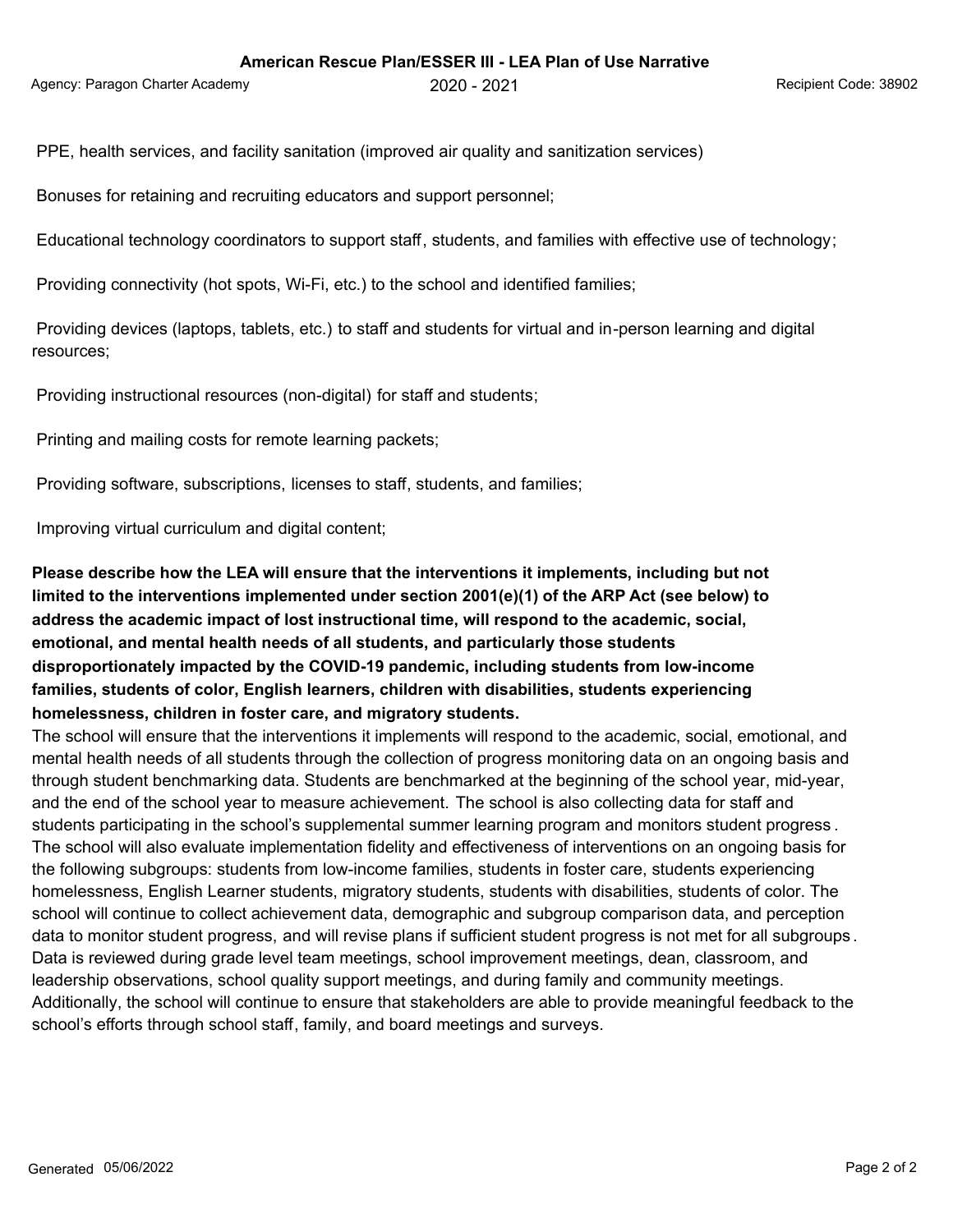PPE, health services, and facility sanitation (improved air quality and sanitization services)

Bonuses for retaining and recruiting educators and support personnel;

Educational technology coordinators to support staff, students, and families with effective use of technology;

Providing connectivity (hot spots, Wi-Fi, etc.) to the school and identified families;

Providing devices (laptops, tablets, etc.) to staff and students for virtual and in-person learning and digital resources;

Providing instructional resources (non-digital) for staff and students;

Printing and mailing costs for remote learning packets;

Providing software, subscriptions, licenses to staff, students, and families;

Improving virtual curriculum and digital content;

**Please describe how the LEA will ensure that the interventions it implements, including but not limited to the interventions implemented under section 2001(e)(1) of the ARP Act (see below) to address the academic impact of lost instructional time, will respond to the academic, social, emotional, and mental health needs of all students, and particularly those students disproportionately impacted by the COVID-19 pandemic, including students from low-income families, students of color, English learners, children with disabilities, students experiencing homelessness, children in foster care, and migratory students.**

The school will ensure that the interventions it implements will respond to the academic, social, emotional, and mental health needs of all students through the collection of progress monitoring data on an ongoing basis and through student benchmarking data. Students are benchmarked at the beginning of the school year, mid-year, and the end of the school year to measure achievement. The school is also collecting data for staff and students participating in the school's supplemental summer learning program and monitors student progress. The school will also evaluate implementation fidelity and effectiveness of interventions on an ongoing basis for the following subgroups: students from low-income families, students in foster care, students experiencing homelessness, English Learner students, migratory students, students with disabilities, students of color. The school will continue to collect achievement data, demographic and subgroup comparison data, and perception data to monitor student progress, and will revise plans if sufficient student progress is not met for all subgroups. Data is reviewed during grade level team meetings, school improvement meetings, dean, classroom, and leadership observations, school quality support meetings, and during family and community meetings. Additionally, the school will continue to ensure that stakeholders are able to provide meaningful feedback to the school's efforts through school staff, family, and board meetings and surveys.